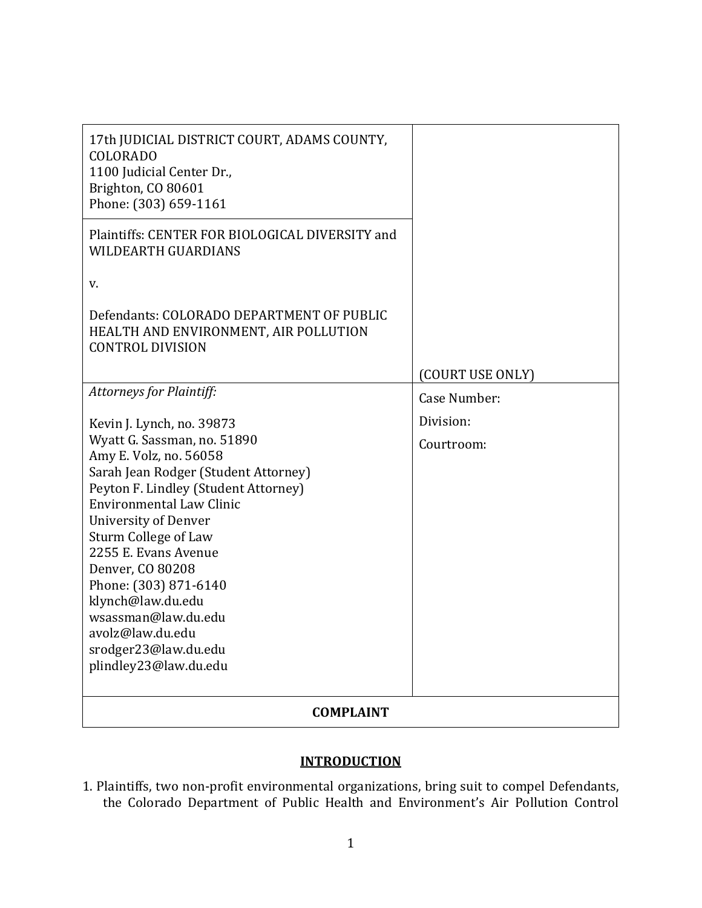| 17th JUDICIAL DISTRICT COURT, ADAMS COUNTY, COLORADO<br>1100 Judicial Center Dr.,<br>Brighton, CO 80601<br>Phone: (303) 659-1161 | |
| --- | --- |
| Plaintiffs: CENTER FOR BIOLOGICAL DIVERSITY and WILDEARTH GUARDIANS<br><br>v.<br><br>Defendants: COLORADO DEPARTMENT OF PUBLIC HEALTH AND ENVIRONMENT, AIR POLLUTION CONTROL DIVISION | (COURT USE ONLY) |
| *Attorneys for Plaintiff:*<br><br>Kevin J. Lynch, no. 39873<br>Wyatt G. Sassman, no. 51890<br>Amy E. Volz, no. 56058<br>Sarah Jean Rodger (Student Attorney)<br>Peyton F. Lindley (Student Attorney)<br>Environmental Law Clinic<br>University of Denver<br>Sturm College of Law<br>2255 E. Evans Avenue<br>Denver, CO 80208<br>Phone: (303) 871-6140<br>klynch@law.du.edu<br>wsassman@law.du.edu<br>avolz@law.du.edu<br>srodger23@law.du.edu<br>plindley23@law.du.edu | Case Number:<br>Division:<br>Courtroom: |
| **COMPLAINT** | |

## INTRODUCTION

1. Plaintiffs, two non-profit environmental organizations, bring suit to compel Defendants, the Colorado Department of Public Health and Environment's Air Pollution Control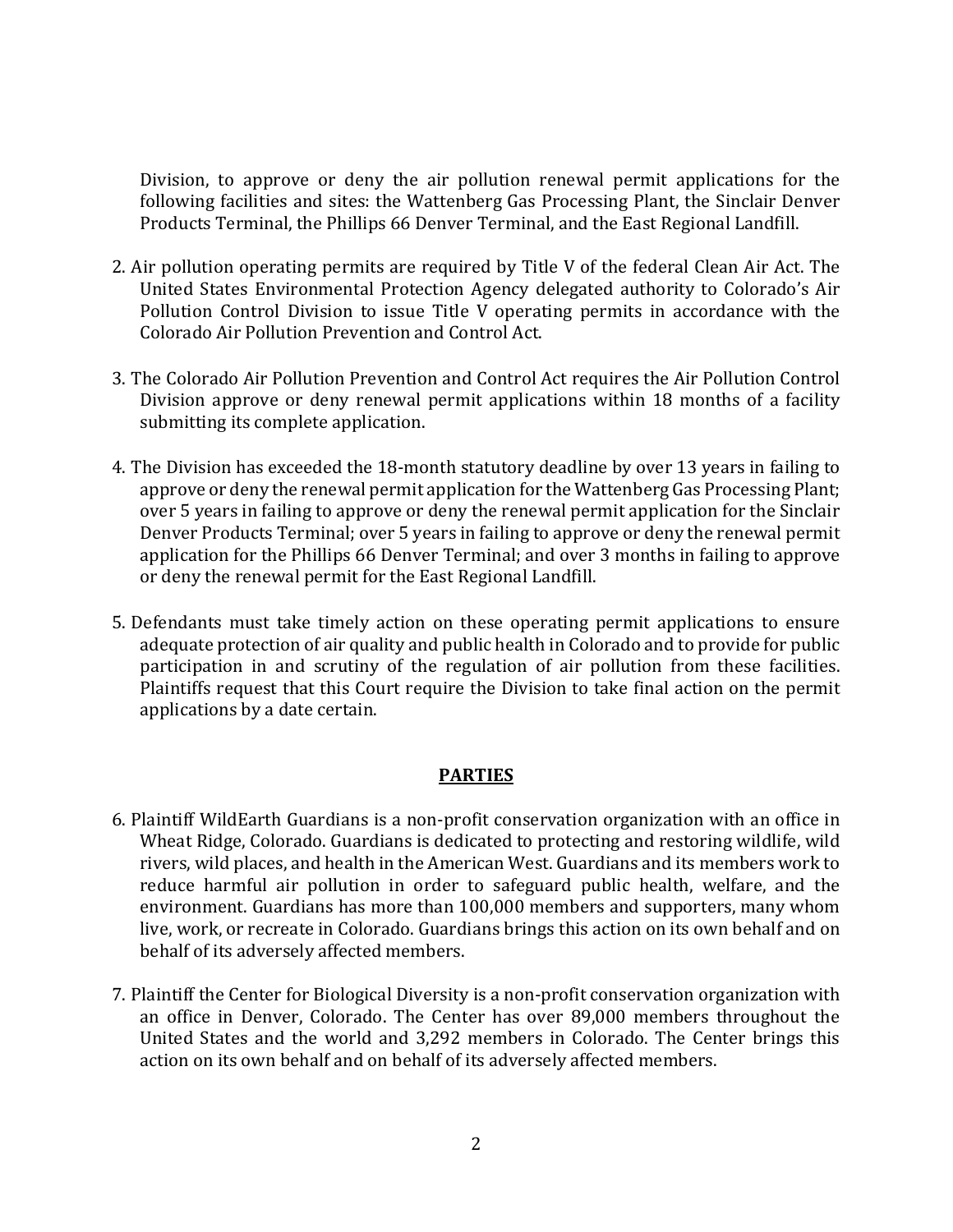Division, to approve or deny the air pollution renewal permit applications for the following facilities and sites: the Wattenberg Gas Processing Plant, the Sinclair Denver Products Terminal, the Phillips 66 Denver Terminal, and the East Regional Landfill.

2. Air pollution operating permits are required by Title V of the federal Clean Air Act. The United States Environmental Protection Agency delegated authority to Colorado's Air Pollution Control Division to issue Title V operating permits in accordance with the Colorado Air Pollution Prevention and Control Act.

3. The Colorado Air Pollution Prevention and Control Act requires the Air Pollution Control Division approve or deny renewal permit applications within 18 months of a facility submitting its complete application.

4. The Division has exceeded the 18-month statutory deadline by over 13 years in failing to approve or deny the renewal permit application for the Wattenberg Gas Processing Plant; over 5 years in failing to approve or deny the renewal permit application for the Sinclair Denver Products Terminal; over 5 years in failing to approve or deny the renewal permit application for the Phillips 66 Denver Terminal; and over 3 months in failing to approve or deny the renewal permit for the East Regional Landfill.

5. Defendants must take timely action on these operating permit applications to ensure adequate protection of air quality and public health in Colorado and to provide for public participation in and scrutiny of the regulation of air pollution from these facilities. Plaintiffs request that this Court require the Division to take final action on the permit applications by a date certain.

## PARTIES

6. Plaintiff WildEarth Guardians is a non-profit conservation organization with an office in Wheat Ridge, Colorado. Guardians is dedicated to protecting and restoring wildlife, wild rivers, wild places, and health in the American West. Guardians and its members work to reduce harmful air pollution in order to safeguard public health, welfare, and the environment. Guardians has more than 100,000 members and supporters, many whom live, work, or recreate in Colorado. Guardians brings this action on its own behalf and on behalf of its adversely affected members.

7. Plaintiff the Center for Biological Diversity is a non-profit conservation organization with an office in Denver, Colorado. The Center has over 89,000 members throughout the United States and the world and 3,292 members in Colorado. The Center brings this action on its own behalf and on behalf of its adversely affected members.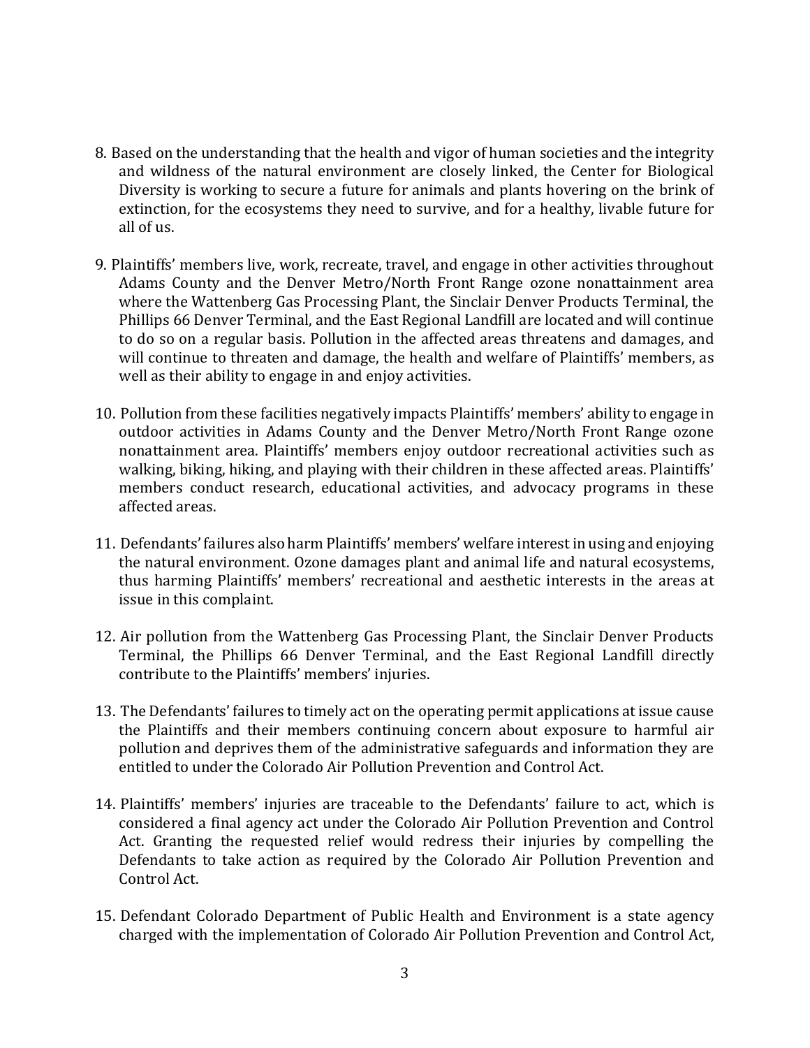8. Based on the understanding that the health and vigor of human societies and the integrity and wildness of the natural environment are closely linked, the Center for Biological Diversity is working to secure a future for animals and plants hovering on the brink of extinction, for the ecosystems they need to survive, and for a healthy, livable future for all of us.

9. Plaintiffs' members live, work, recreate, travel, and engage in other activities throughout Adams County and the Denver Metro/North Front Range ozone nonattainment area where the Wattenberg Gas Processing Plant, the Sinclair Denver Products Terminal, the Phillips 66 Denver Terminal, and the East Regional Landfill are located and will continue to do so on a regular basis. Pollution in the affected areas threatens and damages, and will continue to threaten and damage, the health and welfare of Plaintiffs' members, as well as their ability to engage in and enjoy activities.

10. Pollution from these facilities negatively impacts Plaintiffs' members' ability to engage in outdoor activities in Adams County and the Denver Metro/North Front Range ozone nonattainment area. Plaintiffs' members enjoy outdoor recreational activities such as walking, biking, hiking, and playing with their children in these affected areas. Plaintiffs' members conduct research, educational activities, and advocacy programs in these affected areas.

11. Defendants' failures also harm Plaintiffs' members' welfare interest in using and enjoying the natural environment. Ozone damages plant and animal life and natural ecosystems, thus harming Plaintiffs' members' recreational and aesthetic interests in the areas at issue in this complaint.

12. Air pollution from the Wattenberg Gas Processing Plant, the Sinclair Denver Products Terminal, the Phillips 66 Denver Terminal, and the East Regional Landfill directly contribute to the Plaintiffs' members' injuries.

13. The Defendants' failures to timely act on the operating permit applications at issue cause the Plaintiffs and their members continuing concern about exposure to harmful air pollution and deprives them of the administrative safeguards and information they are entitled to under the Colorado Air Pollution Prevention and Control Act.

14. Plaintiffs' members' injuries are traceable to the Defendants' failure to act, which is considered a final agency act under the Colorado Air Pollution Prevention and Control Act. Granting the requested relief would redress their injuries by compelling the Defendants to take action as required by the Colorado Air Pollution Prevention and Control Act.

15. Defendant Colorado Department of Public Health and Environment is a state agency charged with the implementation of Colorado Air Pollution Prevention and Control Act,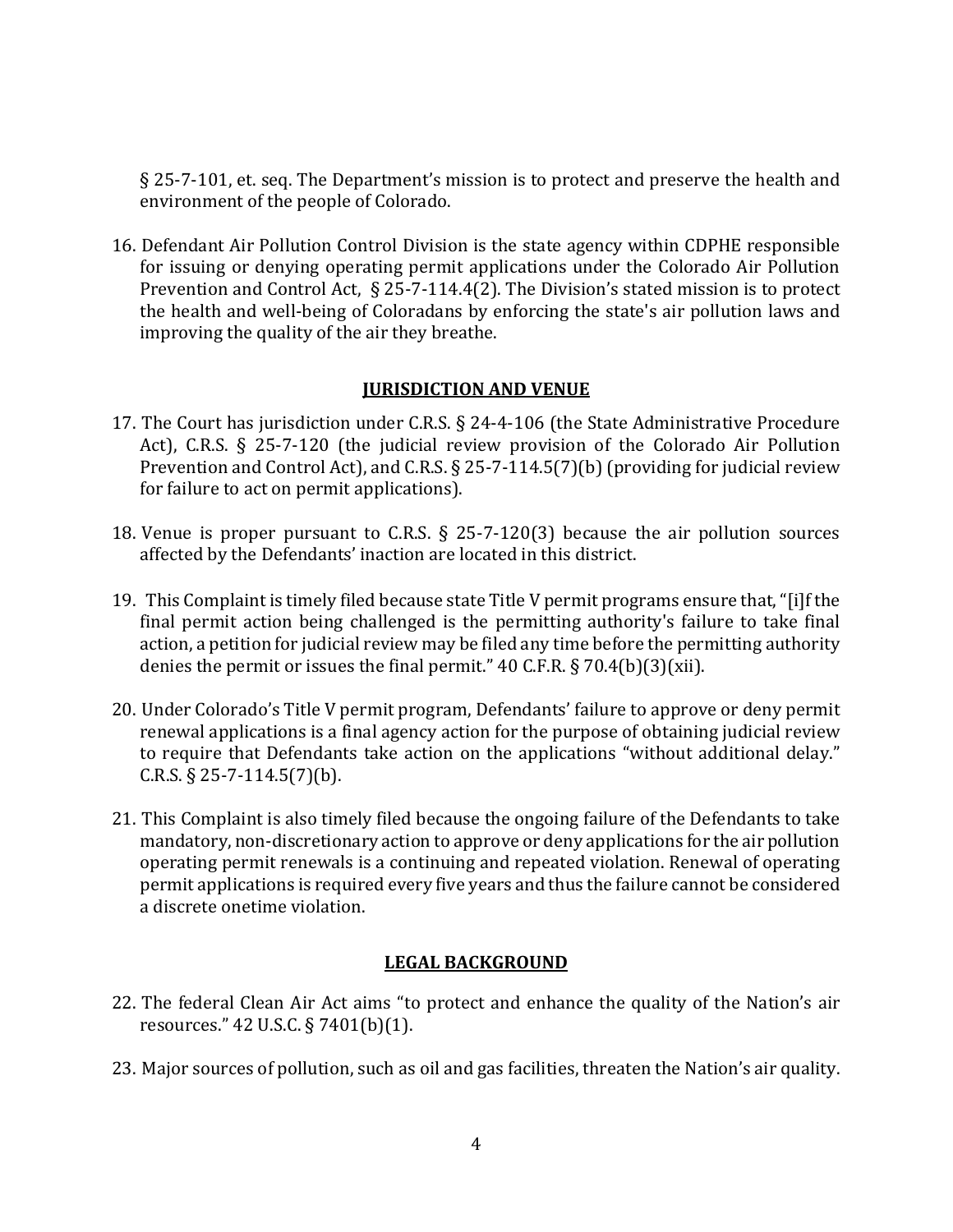§ 25-7-101, et. seq. The Department's mission is to protect and preserve the health and environment of the people of Colorado.

16. Defendant Air Pollution Control Division is the state agency within CDPHE responsible for issuing or denying operating permit applications under the Colorado Air Pollution Prevention and Control Act, § 25-7-114.4(2). The Division's stated mission is to protect the health and well-being of Coloradans by enforcing the state's air pollution laws and improving the quality of the air they breathe.

## JURISDICTION AND VENUE

17. The Court has jurisdiction under C.R.S. § 24-4-106 (the State Administrative Procedure Act), C.R.S. § 25-7-120 (the judicial review provision of the Colorado Air Pollution Prevention and Control Act), and C.R.S. § 25-7-114.5(7)(b) (providing for judicial review for failure to act on permit applications).

18. Venue is proper pursuant to C.R.S. § 25-7-120(3) because the air pollution sources affected by the Defendants' inaction are located in this district.

19. This Complaint is timely filed because state Title V permit programs ensure that, "[i]f the final permit action being challenged is the permitting authority's failure to take final action, a petition for judicial review may be filed any time before the permitting authority denies the permit or issues the final permit." 40 C.F.R. § 70.4(b)(3)(xii).

20. Under Colorado's Title V permit program, Defendants' failure to approve or deny permit renewal applications is a final agency action for the purpose of obtaining judicial review to require that Defendants take action on the applications "without additional delay." C.R.S. § 25-7-114.5(7)(b).

21. This Complaint is also timely filed because the ongoing failure of the Defendants to take mandatory, non-discretionary action to approve or deny applications for the air pollution operating permit renewals is a continuing and repeated violation. Renewal of operating permit applications is required every five years and thus the failure cannot be considered a discrete onetime violation.

## LEGAL BACKGROUND

22. The federal Clean Air Act aims "to protect and enhance the quality of the Nation's air resources." 42 U.S.C. § 7401(b)(1).

23. Major sources of pollution, such as oil and gas facilities, threaten the Nation's air quality.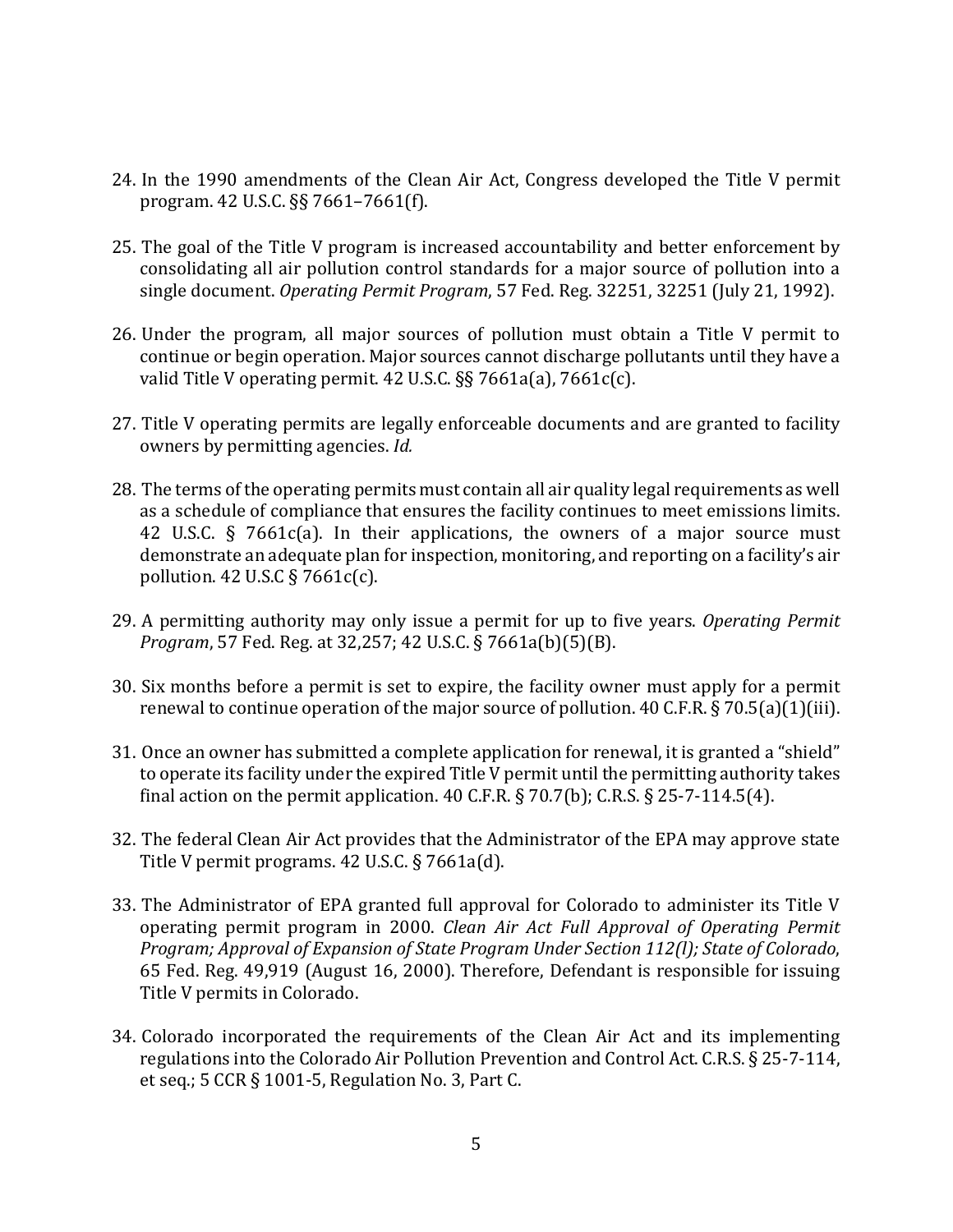24. In the 1990 amendments of the Clean Air Act, Congress developed the Title V permit program. 42 U.S.C. §§ 7661–7661(f).

25. The goal of the Title V program is increased accountability and better enforcement by consolidating all air pollution control standards for a major source of pollution into a single document. *Operating Permit Program*, 57 Fed. Reg. 32251, 32251 (July 21, 1992).

26. Under the program, all major sources of pollution must obtain a Title V permit to continue or begin operation. Major sources cannot discharge pollutants until they have a valid Title V operating permit. 42 U.S.C. §§ 7661a(a), 7661c(c).

27. Title V operating permits are legally enforceable documents and are granted to facility owners by permitting agencies. *Id.*

28. The terms of the operating permits must contain all air quality legal requirements as well as a schedule of compliance that ensures the facility continues to meet emissions limits. 42 U.S.C. § 7661c(a). In their applications, the owners of a major source must demonstrate an adequate plan for inspection, monitoring, and reporting on a facility's air pollution. 42 U.S.C § 7661c(c).

29. A permitting authority may only issue a permit for up to five years. *Operating Permit Program*, 57 Fed. Reg. at 32,257; 42 U.S.C. § 7661a(b)(5)(B).

30. Six months before a permit is set to expire, the facility owner must apply for a permit renewal to continue operation of the major source of pollution. 40 C.F.R. § 70.5(a)(1)(iii).

31. Once an owner has submitted a complete application for renewal, it is granted a "shield" to operate its facility under the expired Title V permit until the permitting authority takes final action on the permit application. 40 C.F.R. § 70.7(b); C.R.S. § 25-7-114.5(4).

32. The federal Clean Air Act provides that the Administrator of the EPA may approve state Title V permit programs. 42 U.S.C. § 7661a(d).

33. The Administrator of EPA granted full approval for Colorado to administer its Title V operating permit program in 2000. *Clean Air Act Full Approval of Operating Permit Program; Approval of Expansion of State Program Under Section 112(l); State of Colorado*, 65 Fed. Reg. 49,919 (August 16, 2000). Therefore, Defendant is responsible for issuing Title V permits in Colorado.

34. Colorado incorporated the requirements of the Clean Air Act and its implementing regulations into the Colorado Air Pollution Prevention and Control Act. C.R.S. § 25-7-114, et seq.; 5 CCR § 1001-5, Regulation No. 3, Part C.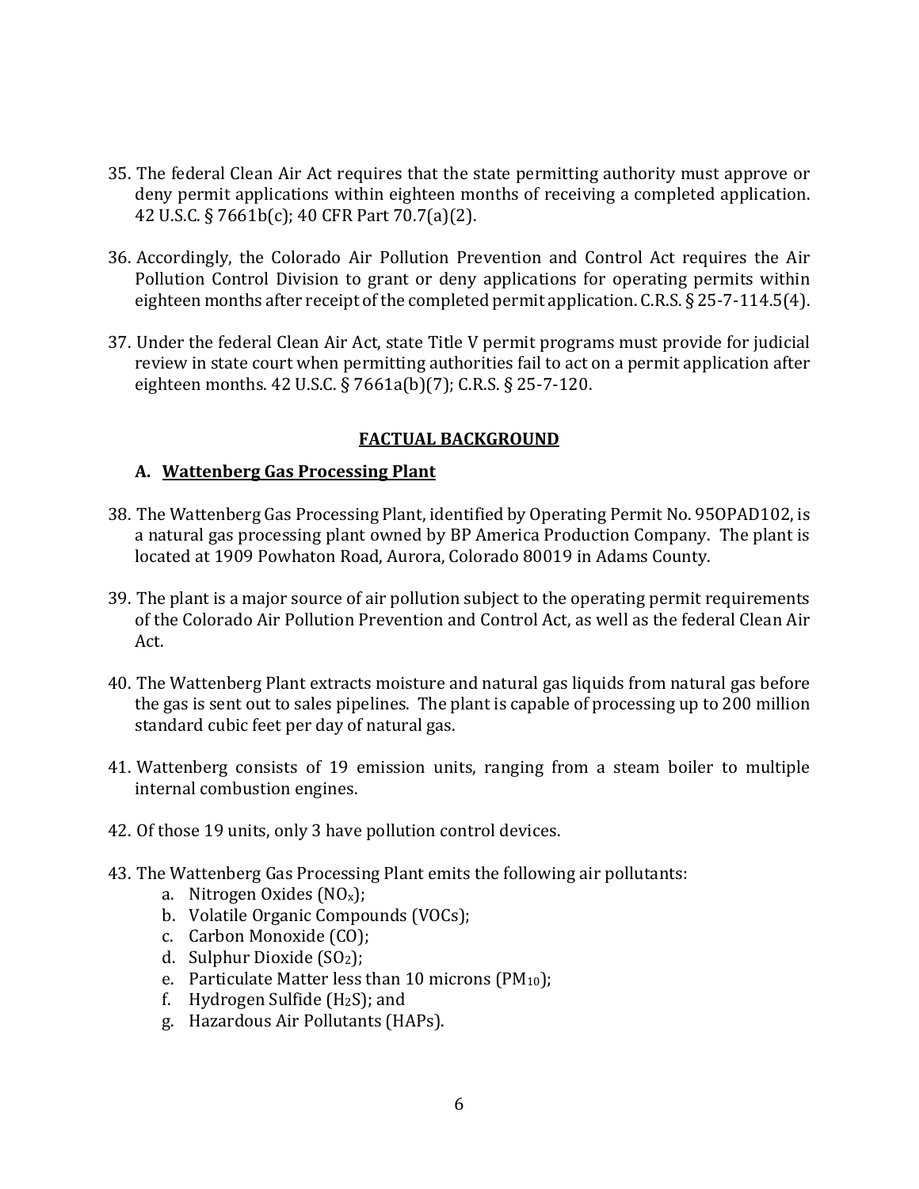35. The federal Clean Air Act requires that the state permitting authority must approve or deny permit applications within eighteen months of receiving a completed application. 42 U.S.C. § 7661b(c); 40 CFR Part 70.7(a)(2).

36. Accordingly, the Colorado Air Pollution Prevention and Control Act requires the Air Pollution Control Division to grant or deny applications for operating permits within eighteen months after receipt of the completed permit application. C.R.S. § 25-7-114.5(4).

37. Under the federal Clean Air Act, state Title V permit programs must provide for judicial review in state court when permitting authorities fail to act on a permit application after eighteen months. 42 U.S.C. § 7661a(b)(7); C.R.S. § 25-7-120.

## FACTUAL BACKGROUND

### A. Wattenberg Gas Processing Plant

38. The Wattenberg Gas Processing Plant, identified by Operating Permit No. 95OPAD102, is a natural gas processing plant owned by BP America Production Company. The plant is located at 1909 Powhaton Road, Aurora, Colorado 80019 in Adams County.

39. The plant is a major source of air pollution subject to the operating permit requirements of the Colorado Air Pollution Prevention and Control Act, as well as the federal Clean Air Act.

40. The Wattenberg Plant extracts moisture and natural gas liquids from natural gas before the gas is sent out to sales pipelines. The plant is capable of processing up to 200 million standard cubic feet per day of natural gas.

41. Wattenberg consists of 19 emission units, ranging from a steam boiler to multiple internal combustion engines.

42. Of those 19 units, only 3 have pollution control devices.

43. The Wattenberg Gas Processing Plant emits the following air pollutants:
    a. Nitrogen Oxides ($NO_x$);
    b. Volatile Organic Compounds (VOCs);
    c. Carbon Monoxide (CO);
    d. Sulphur Dioxide ($SO_2$);
    e. Particulate Matter less than 10 microns ($PM_{10}$);
    f. Hydrogen Sulfide ($H_2S$); and
    g. Hazardous Air Pollutants (HAPs).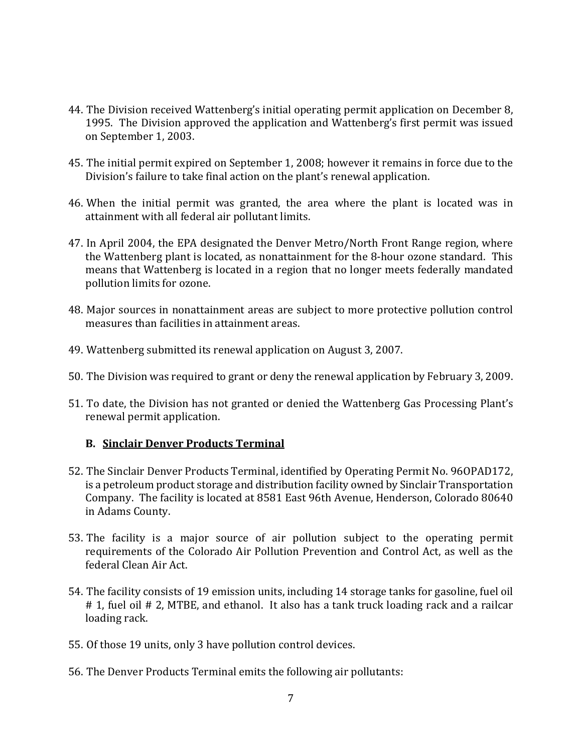44. The Division received Wattenberg's initial operating permit application on December 8, 1995. The Division approved the application and Wattenberg's first permit was issued on September 1, 2003.

45. The initial permit expired on September 1, 2008; however it remains in force due to the Division's failure to take final action on the plant's renewal application.

46. When the initial permit was granted, the area where the plant is located was in attainment with all federal air pollutant limits.

47. In April 2004, the EPA designated the Denver Metro/North Front Range region, where the Wattenberg plant is located, as nonattainment for the 8-hour ozone standard. This means that Wattenberg is located in a region that no longer meets federally mandated pollution limits for ozone.

48. Major sources in nonattainment areas are subject to more protective pollution control measures than facilities in attainment areas.

49. Wattenberg submitted its renewal application on August 3, 2007.

50. The Division was required to grant or deny the renewal application by February 3, 2009.

51. To date, the Division has not granted or denied the Wattenberg Gas Processing Plant's renewal permit application.

### B. **Sinclair Denver Products Terminal**

52. The Sinclair Denver Products Terminal, identified by Operating Permit No. 96OPAD172, is a petroleum product storage and distribution facility owned by Sinclair Transportation Company. The facility is located at 8581 East 96th Avenue, Henderson, Colorado 80640 in Adams County.

53. The facility is a major source of air pollution subject to the operating permit requirements of the Colorado Air Pollution Prevention and Control Act, as well as the federal Clean Air Act.

54. The facility consists of 19 emission units, including 14 storage tanks for gasoline, fuel oil # 1, fuel oil # 2, MTBE, and ethanol. It also has a tank truck loading rack and a railcar loading rack.

55. Of those 19 units, only 3 have pollution control devices.

56. The Denver Products Terminal emits the following air pollutants: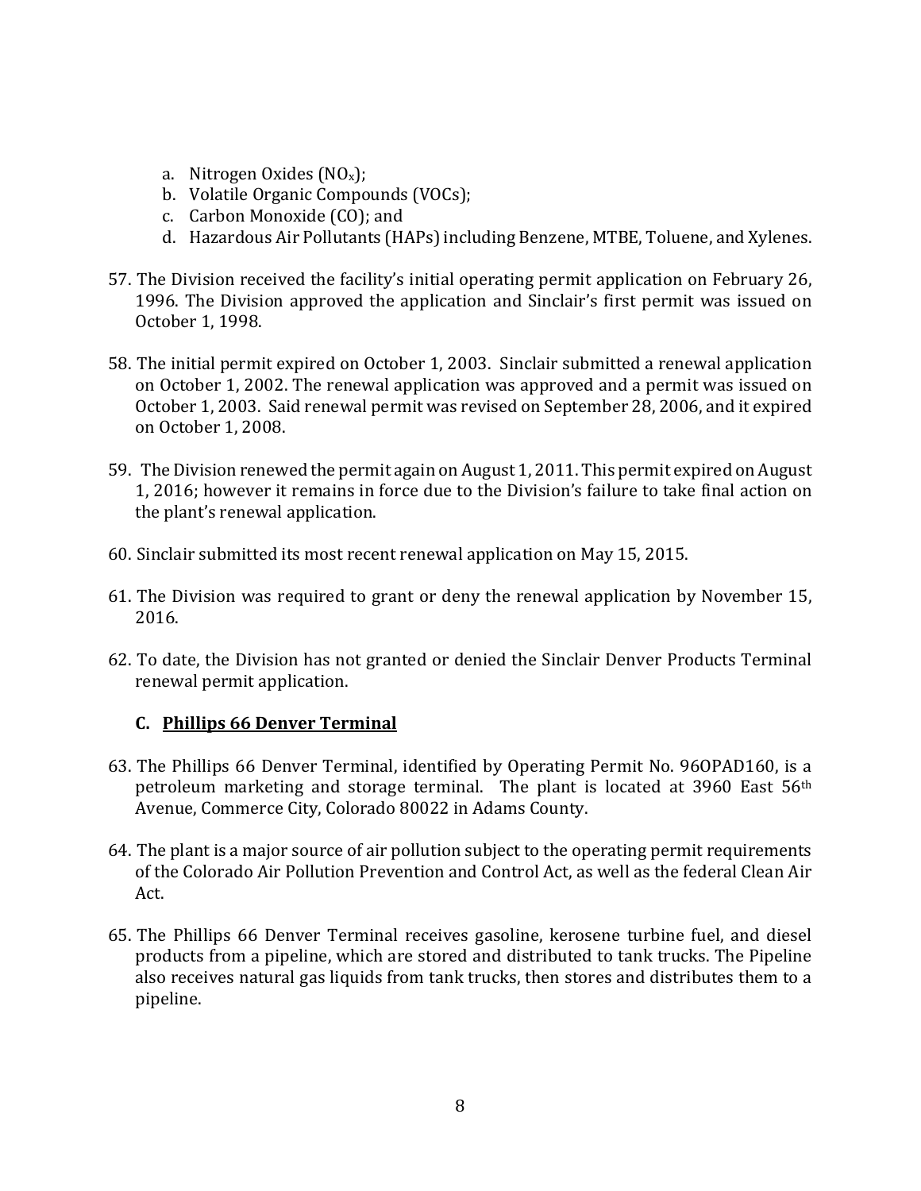a. Nitrogen Oxides ($NO_x$);
b. Volatile Organic Compounds (VOCs);
c. Carbon Monoxide (CO); and
d. Hazardous Air Pollutants (HAPs) including Benzene, MTBE, Toluene, and Xylenes.

57. The Division received the facility's initial operating permit application on February 26, 1996. The Division approved the application and Sinclair's first permit was issued on October 1, 1998.

58. The initial permit expired on October 1, 2003. Sinclair submitted a renewal application on October 1, 2002. The renewal application was approved and a permit was issued on October 1, 2003. Said renewal permit was revised on September 28, 2006, and it expired on October 1, 2008.

59. The Division renewed the permit again on August 1, 2011. This permit expired on August 1, 2016; however it remains in force due to the Division's failure to take final action on the plant's renewal application.

60. Sinclair submitted its most recent renewal application on May 15, 2015.

61. The Division was required to grant or deny the renewal application by November 15, 2016.

62. To date, the Division has not granted or denied the Sinclair Denver Products Terminal renewal permit application.

### C. Phillips 66 Denver Terminal

63. The Phillips 66 Denver Terminal, identified by Operating Permit No. 96OPAD160, is a petroleum marketing and storage terminal. The plant is located at 3960 East 56th Avenue, Commerce City, Colorado 80022 in Adams County.

64. The plant is a major source of air pollution subject to the operating permit requirements of the Colorado Air Pollution Prevention and Control Act, as well as the federal Clean Air Act.

65. The Phillips 66 Denver Terminal receives gasoline, kerosene turbine fuel, and diesel products from a pipeline, which are stored and distributed to tank trucks. The Pipeline also receives natural gas liquids from tank trucks, then stores and distributes them to a pipeline.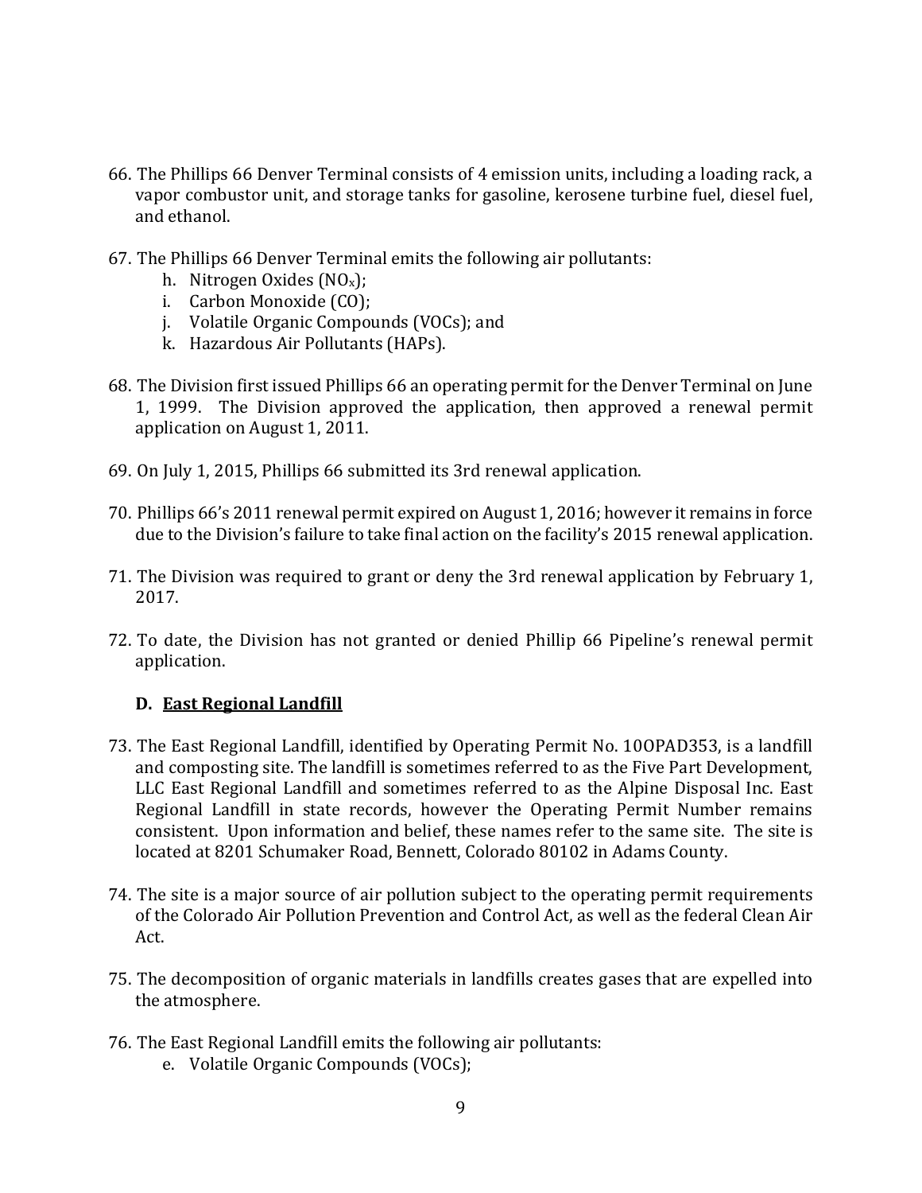66. The Phillips 66 Denver Terminal consists of 4 emission units, including a loading rack, a vapor combustor unit, and storage tanks for gasoline, kerosene turbine fuel, diesel fuel, and ethanol.

67. The Phillips 66 Denver Terminal emits the following air pollutants:
    h. Nitrogen Oxides ($NO_x$);
    i. Carbon Monoxide (CO);
    j. Volatile Organic Compounds (VOCs); and
    k. Hazardous Air Pollutants (HAPs).

68. The Division first issued Phillips 66 an operating permit for the Denver Terminal on June 1, 1999. The Division approved the application, then approved a renewal permit application on August 1, 2011.

69. On July 1, 2015, Phillips 66 submitted its 3rd renewal application.

70. Phillips 66's 2011 renewal permit expired on August 1, 2016; however it remains in force due to the Division's failure to take final action on the facility's 2015 renewal application.

71. The Division was required to grant or deny the 3rd renewal application by February 1, 2017.

72. To date, the Division has not granted or denied Phillip 66 Pipeline's renewal permit application.

### D. <u>East Regional Landfill</u>

73. The East Regional Landfill, identified by Operating Permit No. 10OPAD353, is a landfill and composting site. The landfill is sometimes referred to as the Five Part Development, LLC East Regional Landfill and sometimes referred to as the Alpine Disposal Inc. East Regional Landfill in state records, however the Operating Permit Number remains consistent. Upon information and belief, these names refer to the same site. The site is located at 8201 Schumaker Road, Bennett, Colorado 80102 in Adams County.

74. The site is a major source of air pollution subject to the operating permit requirements of the Colorado Air Pollution Prevention and Control Act, as well as the federal Clean Air Act.

75. The decomposition of organic materials in landfills creates gases that are expelled into the atmosphere.

76. The East Regional Landfill emits the following air pollutants:
    e. Volatile Organic Compounds (VOCs);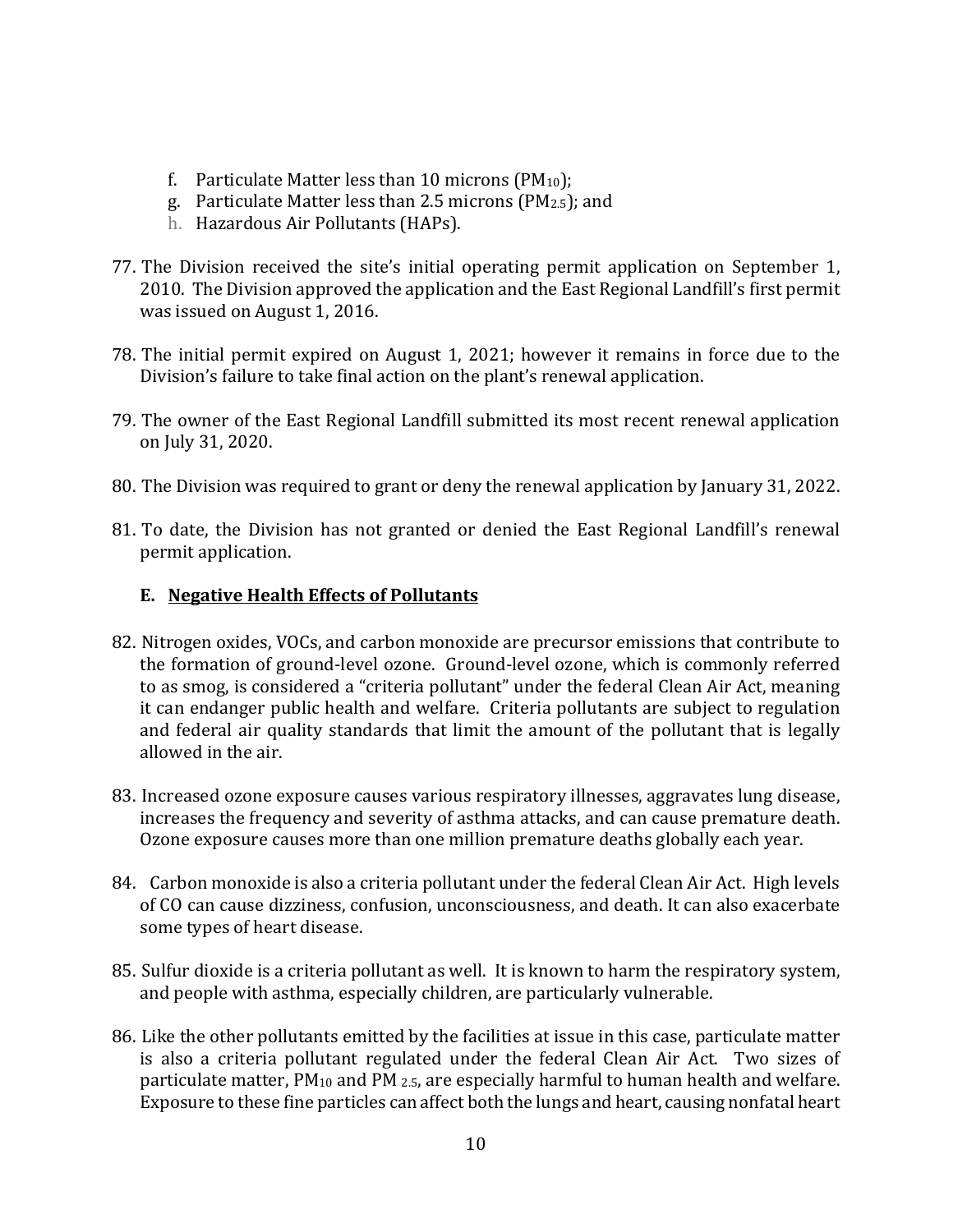f. Particulate Matter less than 10 microns ($PM_{10}$);
g. Particulate Matter less than 2.5 microns ($PM_{2.5}$); and
h. Hazardous Air Pollutants (HAPs).

77. The Division received the site's initial operating permit application on September 1, 2010. The Division approved the application and the East Regional Landfill's first permit was issued on August 1, 2016.

78. The initial permit expired on August 1, 2021; however it remains in force due to the Division's failure to take final action on the plant's renewal application.

79. The owner of the East Regional Landfill submitted its most recent renewal application on July 31, 2020.

80. The Division was required to grant or deny the renewal application by January 31, 2022.

81. To date, the Division has not granted or denied the East Regional Landfill's renewal permit application.

### E. <u>Negative Health Effects of Pollutants</u>

82. Nitrogen oxides, VOCs, and carbon monoxide are precursor emissions that contribute to the formation of ground-level ozone. Ground-level ozone, which is commonly referred to as smog, is considered a "criteria pollutant" under the federal Clean Air Act, meaning it can endanger public health and welfare. Criteria pollutants are subject to regulation and federal air quality standards that limit the amount of the pollutant that is legally allowed in the air.

83. Increased ozone exposure causes various respiratory illnesses, aggravates lung disease, increases the frequency and severity of asthma attacks, and can cause premature death. Ozone exposure causes more than one million premature deaths globally each year.

84. Carbon monoxide is also a criteria pollutant under the federal Clean Air Act. High levels of CO can cause dizziness, confusion, unconsciousness, and death. It can also exacerbate some types of heart disease.

85. Sulfur dioxide is a criteria pollutant as well. It is known to harm the respiratory system, and people with asthma, especially children, are particularly vulnerable.

86. Like the other pollutants emitted by the facilities at issue in this case, particulate matter is also a criteria pollutant regulated under the federal Clean Air Act. Two sizes of particulate matter, $PM_{10}$ and $PM_{2.5}$, are especially harmful to human health and welfare. Exposure to these fine particles can affect both the lungs and heart, causing nonfatal heart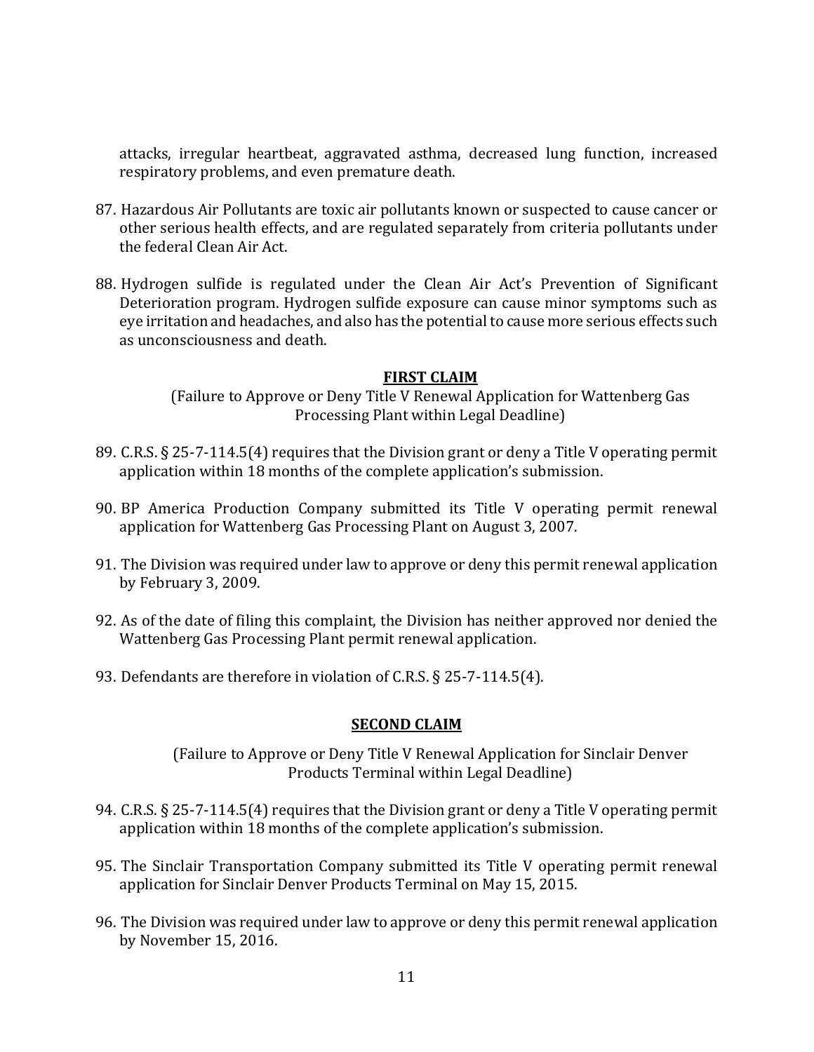attacks, irregular heartbeat, aggravated asthma, decreased lung function, increased respiratory problems, and even premature death.

87. Hazardous Air Pollutants are toxic air pollutants known or suspected to cause cancer or other serious health effects, and are regulated separately from criteria pollutants under the federal Clean Air Act.

88. Hydrogen sulfide is regulated under the Clean Air Act's Prevention of Significant Deterioration program. Hydrogen sulfide exposure can cause minor symptoms such as eye irritation and headaches, and also has the potential to cause more serious effects such as unconsciousness and death.

**<u>FIRST CLAIM</u>**

(Failure to Approve or Deny Title V Renewal Application for Wattenberg Gas Processing Plant within Legal Deadline)

89. C.R.S. § 25-7-114.5(4) requires that the Division grant or deny a Title V operating permit application within 18 months of the complete application's submission.

90. BP America Production Company submitted its Title V operating permit renewal application for Wattenberg Gas Processing Plant on August 3, 2007.

91. The Division was required under law to approve or deny this permit renewal application by February 3, 2009.

92. As of the date of filing this complaint, the Division has neither approved nor denied the Wattenberg Gas Processing Plant permit renewal application.

93. Defendants are therefore in violation of C.R.S. § 25-7-114.5(4).

**<u>SECOND CLAIM</u>**

(Failure to Approve or Deny Title V Renewal Application for Sinclair Denver Products Terminal within Legal Deadline)

94. C.R.S. § 25-7-114.5(4) requires that the Division grant or deny a Title V operating permit application within 18 months of the complete application's submission.

95. The Sinclair Transportation Company submitted its Title V operating permit renewal application for Sinclair Denver Products Terminal on May 15, 2015.

96. The Division was required under law to approve or deny this permit renewal application by November 15, 2016.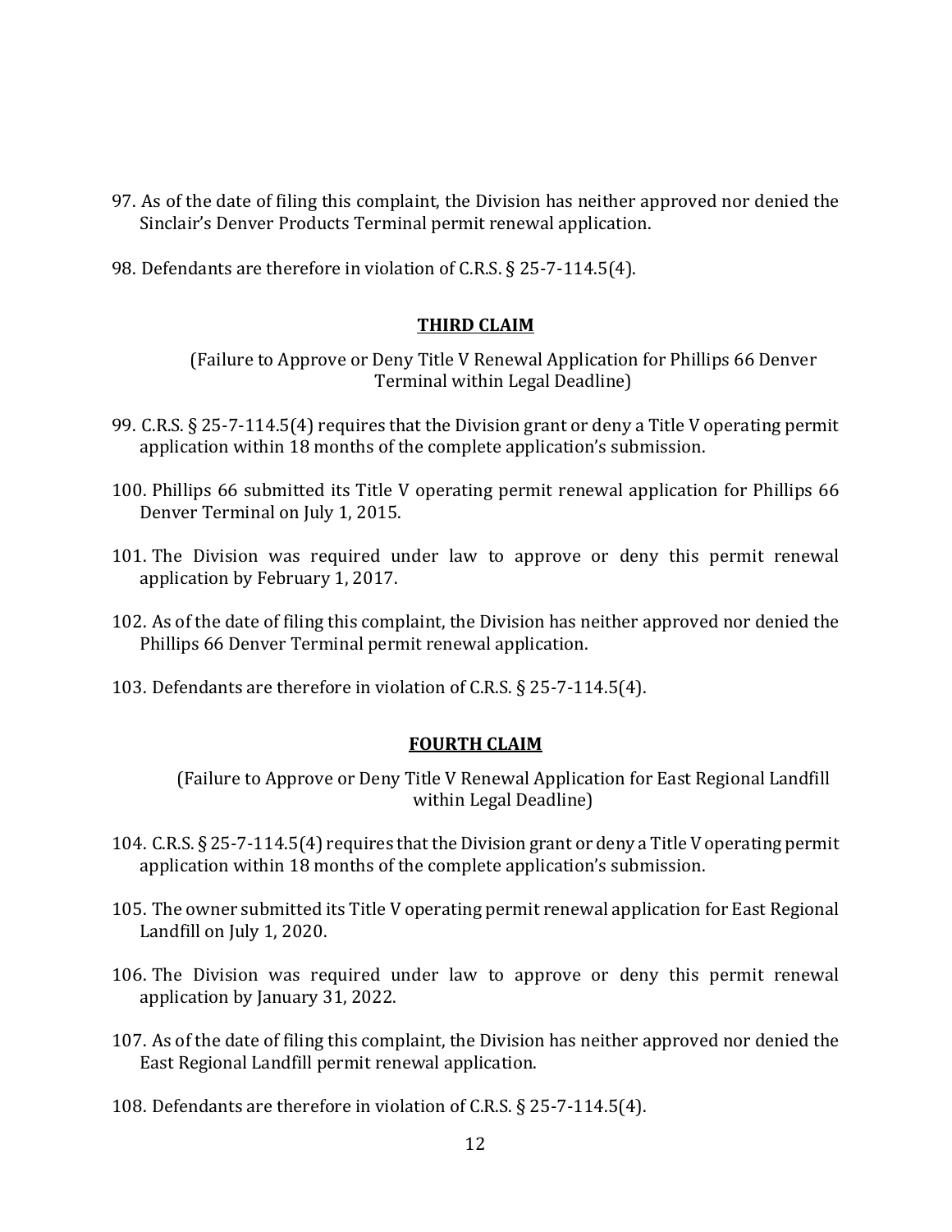97. As of the date of filing this complaint, the Division has neither approved nor denied the Sinclair's Denver Products Terminal permit renewal application.

98. Defendants are therefore in violation of C.R.S. § 25-7-114.5(4).

**THIRD CLAIM**

(Failure to Approve or Deny Title V Renewal Application for Phillips 66 Denver Terminal within Legal Deadline)

99. C.R.S. § 25-7-114.5(4) requires that the Division grant or deny a Title V operating permit application within 18 months of the complete application's submission.

100. Phillips 66 submitted its Title V operating permit renewal application for Phillips 66 Denver Terminal on July 1, 2015.

101. The Division was required under law to approve or deny this permit renewal application by February 1, 2017.

102. As of the date of filing this complaint, the Division has neither approved nor denied the Phillips 66 Denver Terminal permit renewal application.

103. Defendants are therefore in violation of C.R.S. § 25-7-114.5(4).

**FOURTH CLAIM**

(Failure to Approve or Deny Title V Renewal Application for East Regional Landfill within Legal Deadline)

104. C.R.S. § 25-7-114.5(4) requires that the Division grant or deny a Title V operating permit application within 18 months of the complete application's submission.

105. The owner submitted its Title V operating permit renewal application for East Regional Landfill on July 1, 2020.

106. The Division was required under law to approve or deny this permit renewal application by January 31, 2022.

107. As of the date of filing this complaint, the Division has neither approved nor denied the East Regional Landfill permit renewal application.

108. Defendants are therefore in violation of C.R.S. § 25-7-114.5(4).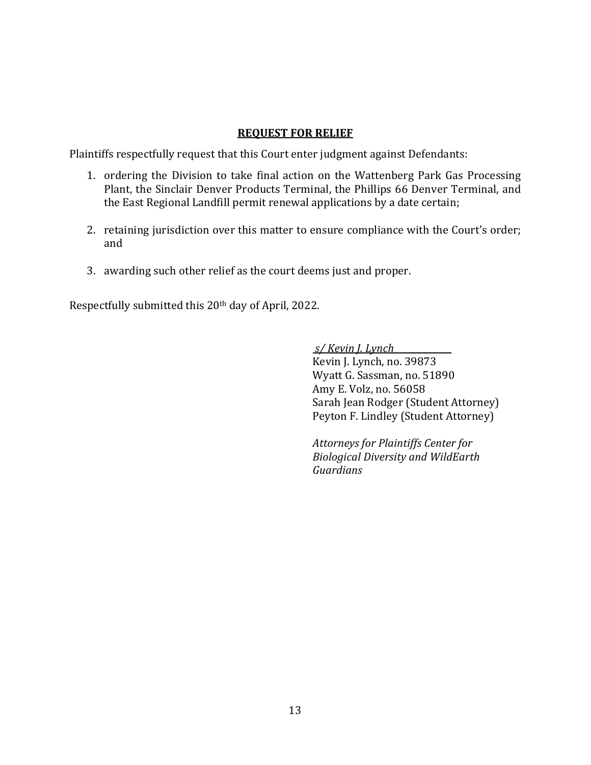**REQUEST FOR RELIEF**

Plaintiffs respectfully request that this Court enter judgment against Defendants:

1. ordering the Division to take final action on the Wattenberg Park Gas Processing Plant, the Sinclair Denver Products Terminal, the Phillips 66 Denver Terminal, and the East Regional Landfill permit renewal applications by a date certain;

2. retaining jurisdiction over this matter to ensure compliance with the Court's order; and

3. awarding such other relief as the court deems just and proper.

Respectfully submitted this 20th day of April, 2022.

*s/ Kevin J. Lynch*
Kevin J. Lynch, no. 39873
Wyatt G. Sassman, no. 51890
Amy E. Volz, no. 56058
Sarah Jean Rodger (Student Attorney)
Peyton F. Lindley (Student Attorney)

*Attorneys for Plaintiffs Center for Biological Diversity and WildEarth Guardians*